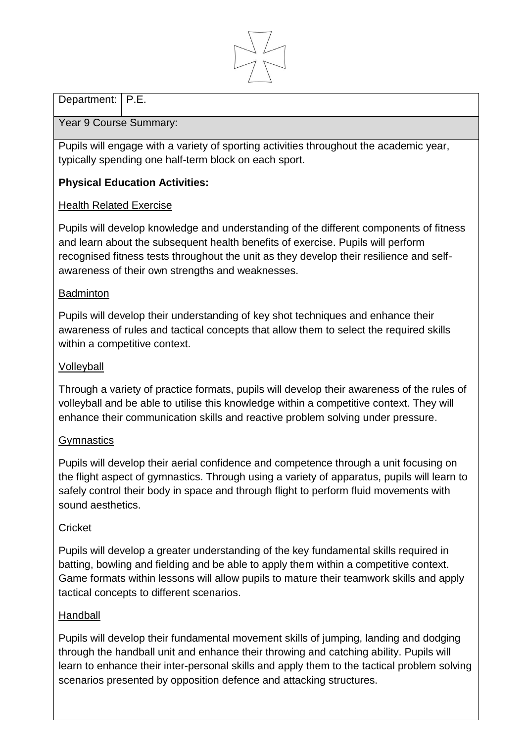| Department: | P.E. |
|---|---|

**Year 9 Course Summary:**

Pupils will engage with a variety of sporting activities throughout the academic year, typically spending one half-term block on each sport.

**Physical Education Activities:**

Health Related Exercise

Pupils will develop knowledge and understanding of the different components of fitness and learn about the subsequent health benefits of exercise. Pupils will perform recognised fitness tests throughout the unit as they develop their resilience and self-awareness of their own strengths and weaknesses.

Badminton

Pupils will develop their understanding of key shot techniques and enhance their awareness of rules and tactical concepts that allow them to select the required skills within a competitive context.

Volleyball

Through a variety of practice formats, pupils will develop their awareness of the rules of volleyball and be able to utilise this knowledge within a competitive context. They will enhance their communication skills and reactive problem solving under pressure.

Gymnastics

Pupils will develop their aerial confidence and competence through a unit focusing on the flight aspect of gymnastics. Through using a variety of apparatus, pupils will learn to safely control their body in space and through flight to perform fluid movements with sound aesthetics.

Cricket

Pupils will develop a greater understanding of the key fundamental skills required in batting, bowling and fielding and be able to apply them within a competitive context. Game formats within lessons will allow pupils to mature their teamwork skills and apply tactical concepts to different scenarios.

Handball

Pupils will develop their fundamental movement skills of jumping, landing and dodging through the handball unit and enhance their throwing and catching ability. Pupils will learn to enhance their inter-personal skills and apply them to the tactical problem solving scenarios presented by opposition defence and attacking structures.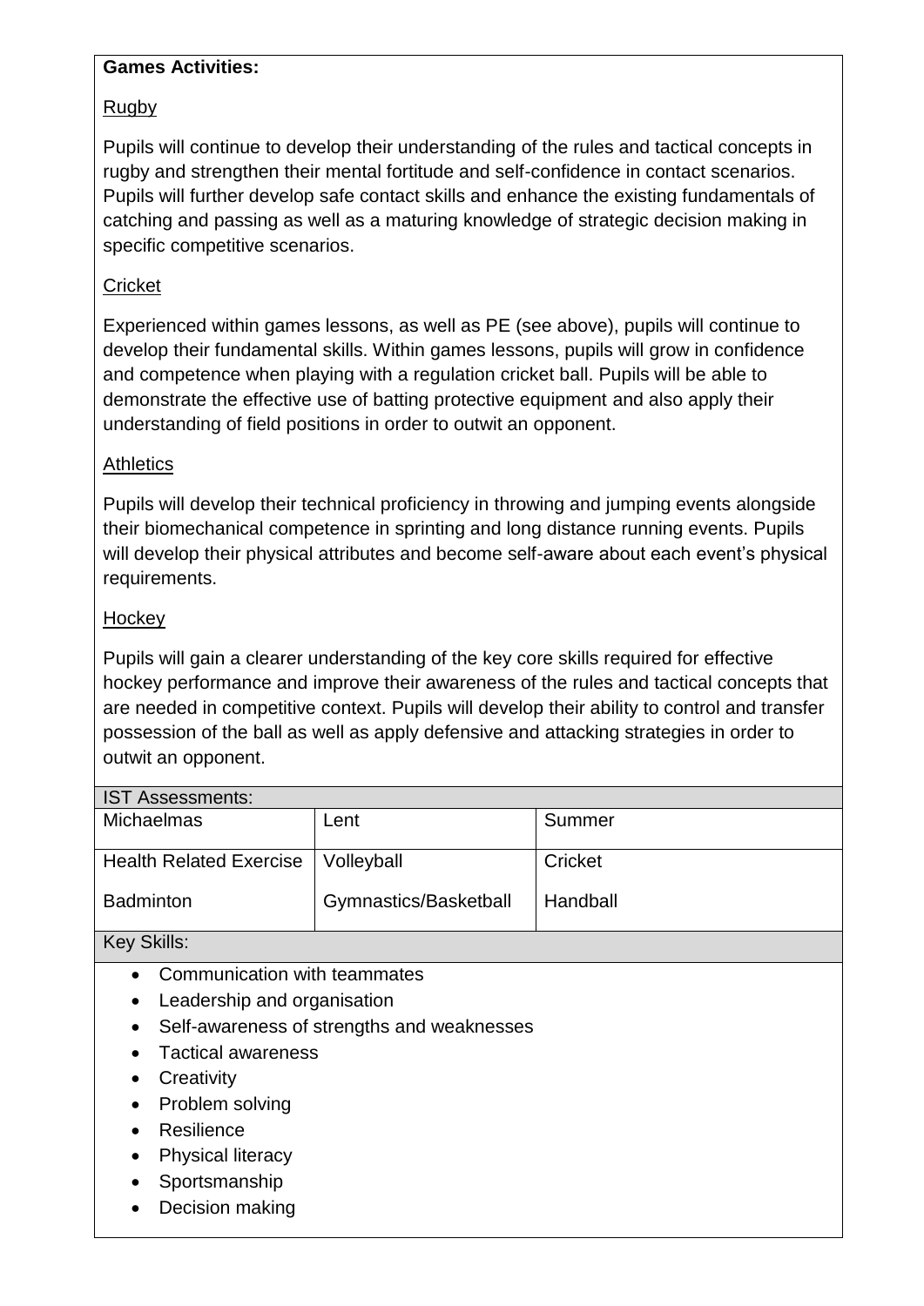**Games Activities:**

Rugby

Pupils will continue to develop their understanding of the rules and tactical concepts in rugby and strengthen their mental fortitude and self-confidence in contact scenarios. Pupils will further develop safe contact skills and enhance the existing fundamentals of catching and passing as well as a maturing knowledge of strategic decision making in specific competitive scenarios.

Cricket

Experienced within games lessons, as well as PE (see above), pupils will continue to develop their fundamental skills. Within games lessons, pupils will grow in confidence and competence when playing with a regulation cricket ball. Pupils will be able to demonstrate the effective use of batting protective equipment and also apply their understanding of field positions in order to outwit an opponent.

Athletics

Pupils will develop their technical proficiency in throwing and jumping events alongside their biomechanical competence in sprinting and long distance running events. Pupils will develop their physical attributes and become self-aware about each event's physical requirements.

Hockey

Pupils will gain a clearer understanding of the key core skills required for effective hockey performance and improve their awareness of the rules and tactical concepts that are needed in competitive context. Pupils will develop their ability to control and transfer possession of the ball as well as apply defensive and attacking strategies in order to outwit an opponent.

IST Assessments:

| Michaelmas | Lent | Summer |
|---|---|---|
| Health Related Exercise | Volleyball | Cricket |
| Badminton | Gymnastics/Basketball | Handball |

Key Skills:

- Communication with teammates
- Leadership and organisation
- Self-awareness of strengths and weaknesses
- Tactical awareness
- Creativity
- Problem solving
- Resilience
- Physical literacy
- Sportsmanship
- Decision making